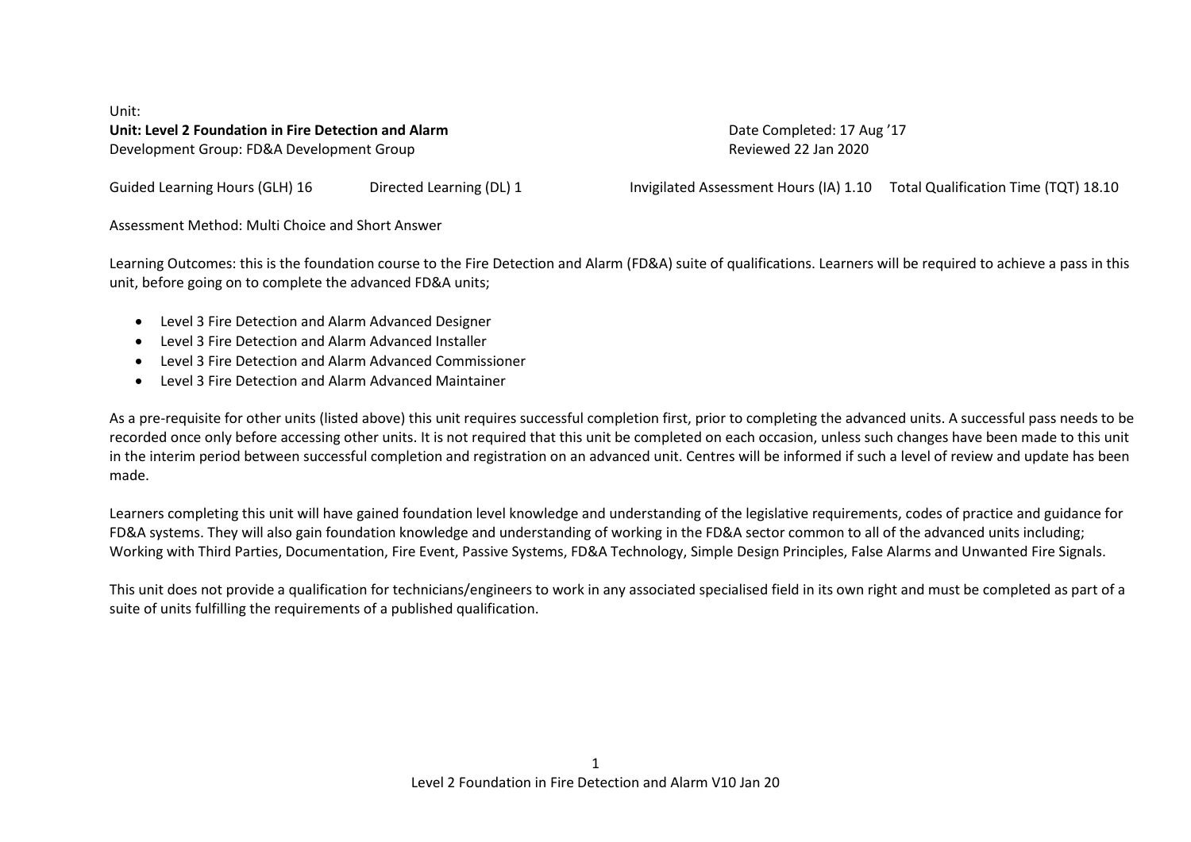Unit:

**Unit: Level 2 Foundation in Fire Detection and Alarm**

Development Group: FD&A Development Group

Date Completed: 17 Aug '17

Reviewed 22 Jan 2020

Guided Learning Hours (GLH) 16 | Directed Learning (DL) 1 | Invigilated Assessment Hours (IA) 1.10 | Total Qualification Time (TQT) 18.10

Assessment Method: Multi Choice and Short Answer

Learning Outcomes: this is the foundation course to the Fire Detection and Alarm (FD&A) suite of qualifications. Learners will be required to achieve a pass in this unit, before going on to complete the advanced FD&A units;

- Level 3 Fire Detection and Alarm Advanced Designer
- Level 3 Fire Detection and Alarm Advanced Installer
- Level 3 Fire Detection and Alarm Advanced Commissioner
- Level 3 Fire Detection and Alarm Advanced Maintainer

As a pre-requisite for other units (listed above) this unit requires successful completion first, prior to completing the advanced units. A successful pass needs to be recorded once only before accessing other units. It is not required that this unit be completed on each occasion, unless such changes have been made to this unit in the interim period between successful completion and registration on an advanced unit. Centres will be informed if such a level of review and update has been made.

Learners completing this unit will have gained foundation level knowledge and understanding of the legislative requirements, codes of practice and guidance for FD&A systems. They will also gain foundation knowledge and understanding of working in the FD&A sector common to all of the advanced units including; Working with Third Parties, Documentation, Fire Event, Passive Systems, FD&A Technology, Simple Design Principles, False Alarms and Unwanted Fire Signals.

This unit does not provide a qualification for technicians/engineers to work in any associated specialised field in its own right and must be completed as part of a suite of units fulfilling the requirements of a published qualification.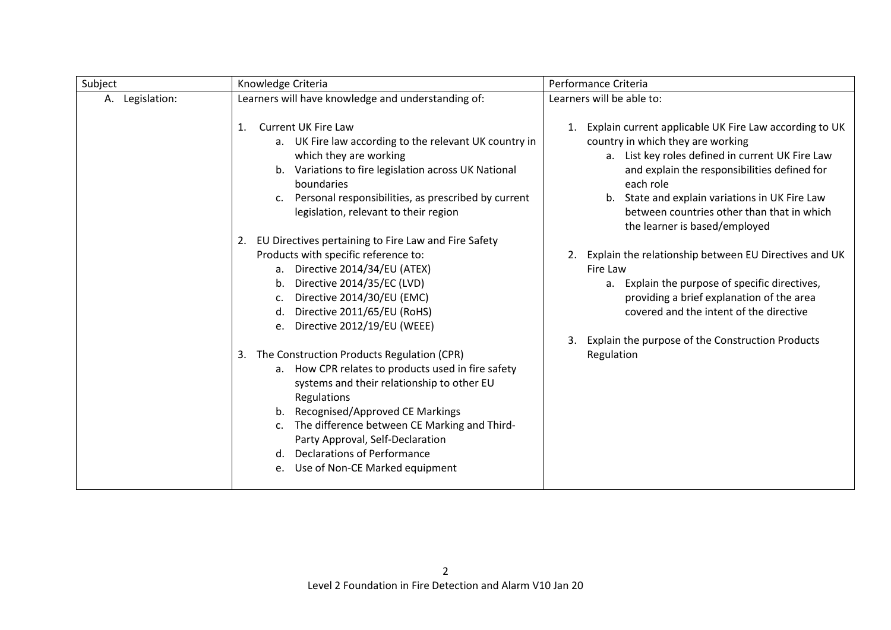| Subject | Knowledge Criteria | Performance Criteria |
| --- | --- | --- |
| A. Legislation: | Learners will have knowledge and understanding of:<br><br>1. Current UK Fire Law<br>&nbsp;&nbsp;&nbsp;a. UK Fire law according to the relevant UK country in which they are working<br>&nbsp;&nbsp;&nbsp;b. Variations to fire legislation across UK National boundaries<br>&nbsp;&nbsp;&nbsp;c. Personal responsibilities, as prescribed by current legislation, relevant to their region<br><br>2. EU Directives pertaining to Fire Law and Fire Safety Products with specific reference to:<br>&nbsp;&nbsp;&nbsp;a. Directive 2014/34/EU (ATEX)<br>&nbsp;&nbsp;&nbsp;b. Directive 2014/35/EC (LVD)<br>&nbsp;&nbsp;&nbsp;c. Directive 2014/30/EU (EMC)<br>&nbsp;&nbsp;&nbsp;d. Directive 2011/65/EU (RoHS)<br>&nbsp;&nbsp;&nbsp;e. Directive 2012/19/EU (WEEE)<br><br>3. The Construction Products Regulation (CPR)<br>&nbsp;&nbsp;&nbsp;a. How CPR relates to products used in fire safety systems and their relationship to other EU Regulations<br>&nbsp;&nbsp;&nbsp;b. Recognised/Approved CE Markings<br>&nbsp;&nbsp;&nbsp;c. The difference between CE Marking and Third-Party Approval, Self-Declaration<br>&nbsp;&nbsp;&nbsp;d. Declarations of Performance<br>&nbsp;&nbsp;&nbsp;e. Use of Non-CE Marked equipment | Learners will be able to:<br><br>1. Explain current applicable UK Fire Law according to UK country in which they are working<br>&nbsp;&nbsp;&nbsp;a. List key roles defined in current UK Fire Law and explain the responsibilities defined for each role<br>&nbsp;&nbsp;&nbsp;b. State and explain variations in UK Fire Law between countries other than that in which the learner is based/employed<br><br>2. Explain the relationship between EU Directives and UK Fire Law<br>&nbsp;&nbsp;&nbsp;a. Explain the purpose of specific directives, providing a brief explanation of the area covered and the intent of the directive<br><br>3. Explain the purpose of the Construction Products Regulation |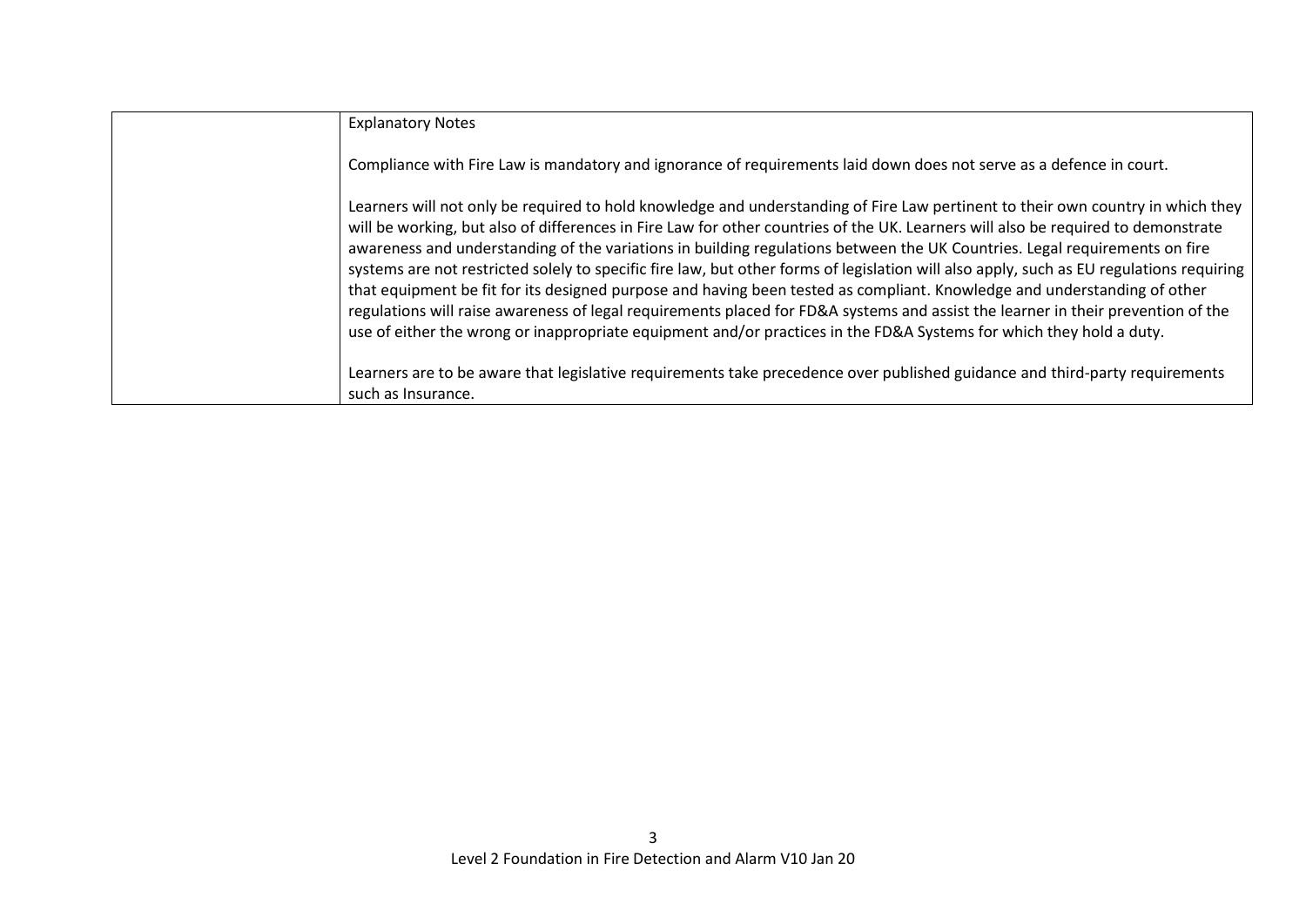| | Explanatory Notes<br><br>Compliance with Fire Law is mandatory and ignorance of requirements laid down does not serve as a defence in court.<br><br>Learners will not only be required to hold knowledge and understanding of Fire Law pertinent to their own country in which they will be working, but also of differences in Fire Law for other countries of the UK. Learners will also be required to demonstrate awareness and understanding of the variations in building regulations between the UK Countries. Legal requirements on fire systems are not restricted solely to specific fire law, but other forms of legislation will also apply, such as EU regulations requiring that equipment be fit for its designed purpose and having been tested as compliant. Knowledge and understanding of other regulations will raise awareness of legal requirements placed for FD&A systems and assist the learner in their prevention of the use of either the wrong or inappropriate equipment and/or practices in the FD&A Systems for which they hold a duty.<br><br>Learners are to be aware that legislative requirements take precedence over published guidance and third-party requirements such as Insurance. |
|---|---|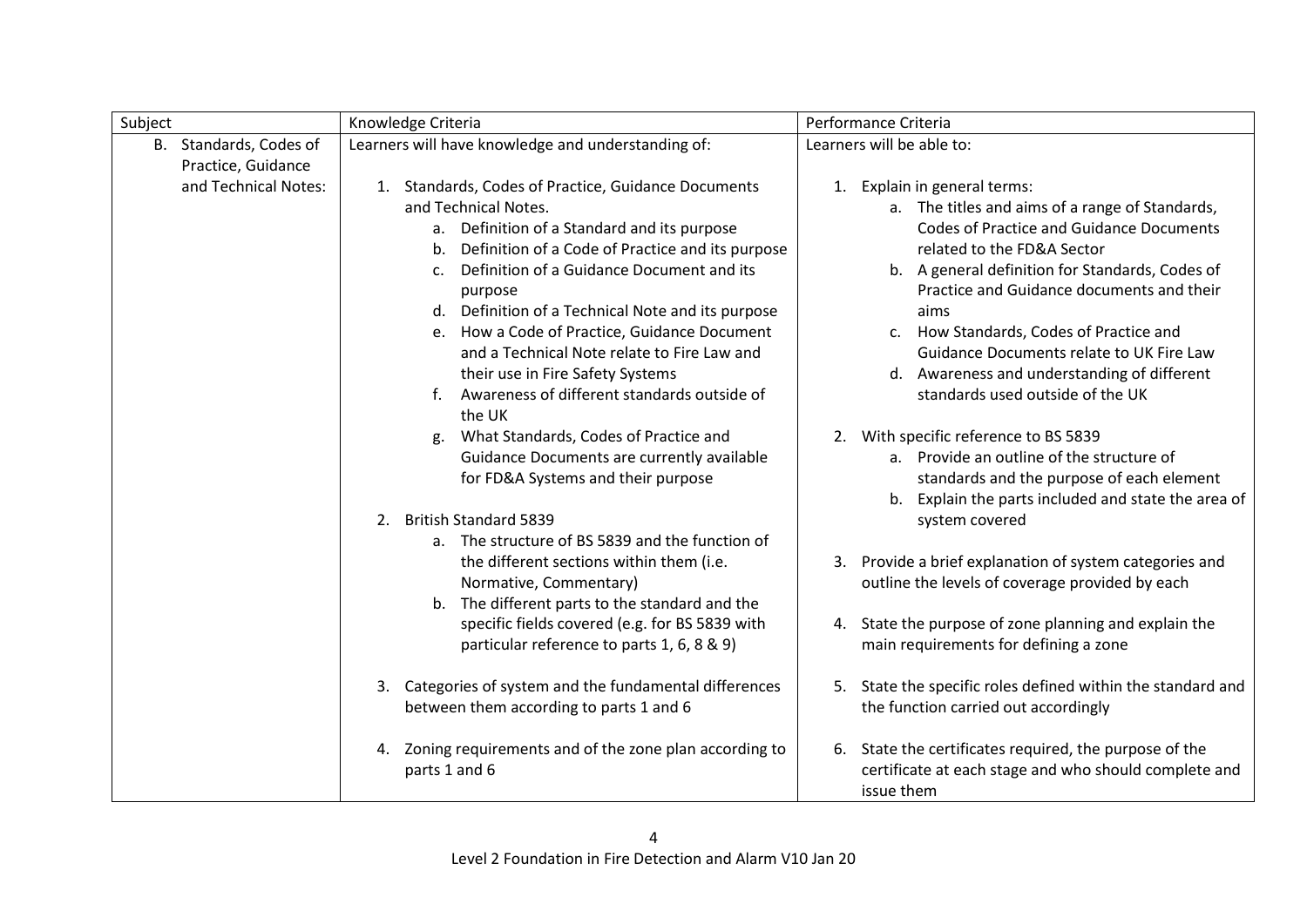| Subject | Knowledge Criteria | Performance Criteria |
| --- | --- | --- |
| B. Standards, Codes of Practice, Guidance and Technical Notes: | Learners will have knowledge and understanding of:<br><br>1. Standards, Codes of Practice, Guidance Documents and Technical Notes.<br>a. Definition of a Standard and its purpose<br>b. Definition of a Code of Practice and its purpose<br>c. Definition of a Guidance Document and its purpose<br>d. Definition of a Technical Note and its purpose<br>e. How a Code of Practice, Guidance Document and a Technical Note relate to Fire Law and their use in Fire Safety Systems<br>f. Awareness of different standards outside of the UK<br>g. What Standards, Codes of Practice and Guidance Documents are currently available for FD&A Systems and their purpose<br><br>2. British Standard 5839<br>a. The structure of BS 5839 and the function of the different sections within them (i.e. Normative, Commentary)<br>b. The different parts to the standard and the specific fields covered (e.g. for BS 5839 with particular reference to parts 1, 6, 8 & 9)<br><br>3. Categories of system and the fundamental differences between them according to parts 1 and 6<br><br>4. Zoning requirements and of the zone plan according to parts 1 and 6 | Learners will be able to:<br><br>1. Explain in general terms:<br>a. The titles and aims of a range of Standards, Codes of Practice and Guidance Documents related to the FD&A Sector<br>b. A general definition for Standards, Codes of Practice and Guidance documents and their aims<br>c. How Standards, Codes of Practice and Guidance Documents relate to UK Fire Law<br>d. Awareness and understanding of different standards used outside of the UK<br><br>2. With specific reference to BS 5839<br>a. Provide an outline of the structure of standards and the purpose of each element<br>b. Explain the parts included and state the area of system covered<br><br>3. Provide a brief explanation of system categories and outline the levels of coverage provided by each<br><br>4. State the purpose of zone planning and explain the main requirements for defining a zone<br><br>5. State the specific roles defined within the standard and the function carried out accordingly<br><br>6. State the certificates required, the purpose of the certificate at each stage and who should complete and issue them |

Level 2 Foundation in Fire Detection and Alarm V10 Jan 20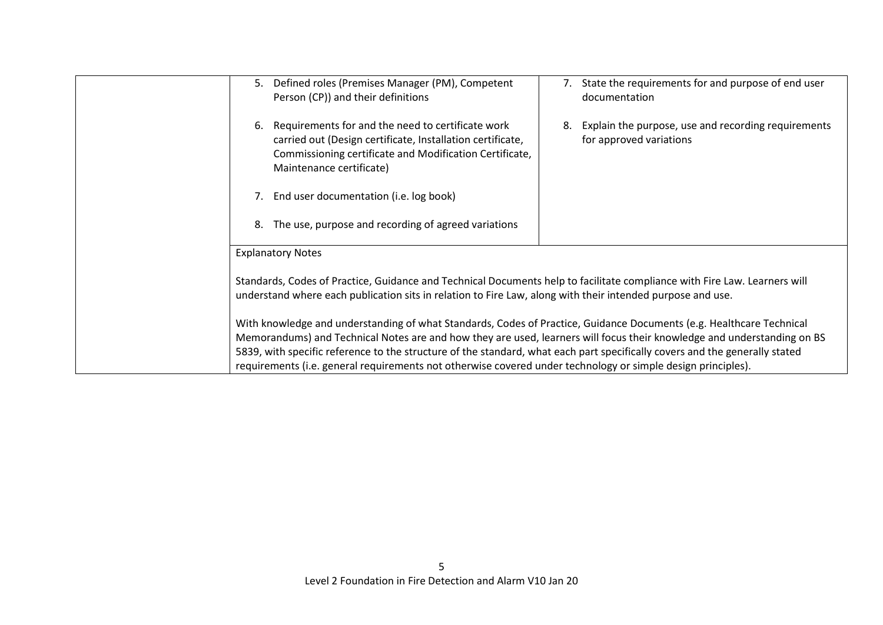| | | |
|---|---|---|
| | 5. Defined roles (Premises Manager (PM), Competent Person (CP)) and their definitions<br><br>6. Requirements for and the need to certificate work carried out (Design certificate, Installation certificate, Commissioning certificate and Modification Certificate, Maintenance certificate)<br><br>7. End user documentation (i.e. log book)<br><br>8. The use, purpose and recording of agreed variations | 7. State the requirements for and purpose of end user documentation<br><br>8. Explain the purpose, use and recording requirements for approved variations |
| | Explanatory Notes<br><br>Standards, Codes of Practice, Guidance and Technical Documents help to facilitate compliance with Fire Law. Learners will understand where each publication sits in relation to Fire Law, along with their intended purpose and use.<br><br>With knowledge and understanding of what Standards, Codes of Practice, Guidance Documents (e.g. Healthcare Technical Memorandums) and Technical Notes are and how they are used, learners will focus their knowledge and understanding on BS 5839, with specific reference to the structure of the standard, what each part specifically covers and the generally stated requirements (i.e. general requirements not otherwise covered under technology or simple design principles). | |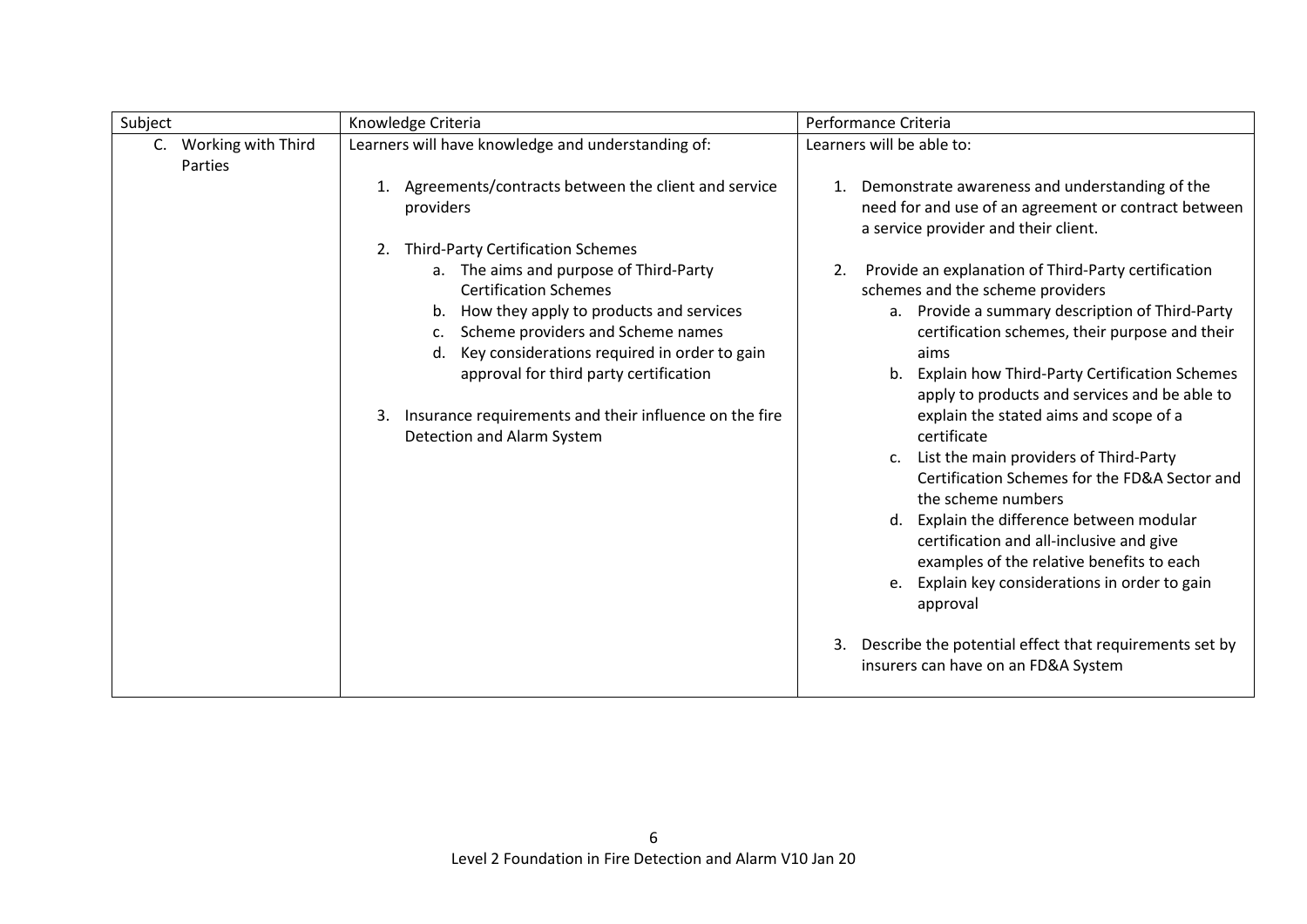| Subject | Knowledge Criteria | Performance Criteria |
| --- | --- | --- |
| C. Working with Third Parties | Learners will have knowledge and understanding of:<br><br>1. Agreements/contracts between the client and service providers<br><br>2. Third-Party Certification Schemes<br>&nbsp;&nbsp;&nbsp;a. The aims and purpose of Third-Party Certification Schemes<br>&nbsp;&nbsp;&nbsp;b. How they apply to products and services<br>&nbsp;&nbsp;&nbsp;c. Scheme providers and Scheme names<br>&nbsp;&nbsp;&nbsp;d. Key considerations required in order to gain approval for third party certification<br><br>3. Insurance requirements and their influence on the fire Detection and Alarm System | Learners will be able to:<br><br>1. Demonstrate awareness and understanding of the need for and use of an agreement or contract between a service provider and their client.<br><br>2. Provide an explanation of Third-Party certification schemes and the scheme providers<br>&nbsp;&nbsp;&nbsp;a. Provide a summary description of Third-Party certification schemes, their purpose and their aims<br>&nbsp;&nbsp;&nbsp;b. Explain how Third-Party Certification Schemes apply to products and services and be able to explain the stated aims and scope of a certificate<br>&nbsp;&nbsp;&nbsp;c. List the main providers of Third-Party Certification Schemes for the FD&A Sector and the scheme numbers<br>&nbsp;&nbsp;&nbsp;d. Explain the difference between modular certification and all-inclusive and give examples of the relative benefits to each<br>&nbsp;&nbsp;&nbsp;e. Explain key considerations in order to gain approval<br><br>3. Describe the potential effect that requirements set by insurers can have on an FD&A System |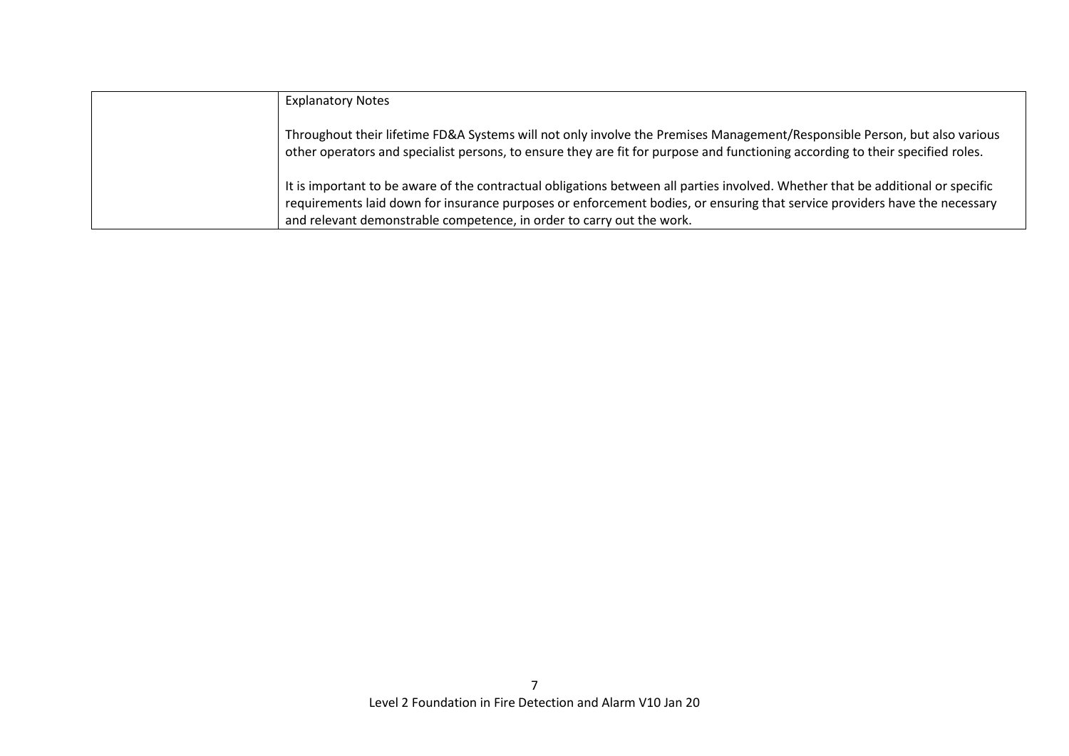| | Explanatory Notes<br><br>Throughout their lifetime FD&A Systems will not only involve the Premises Management/Responsible Person, but also various other operators and specialist persons, to ensure they are fit for purpose and functioning according to their specified roles.<br><br>It is important to be aware of the contractual obligations between all parties involved. Whether that be additional or specific requirements laid down for insurance purposes or enforcement bodies, or ensuring that service providers have the necessary and relevant demonstrable competence, in order to carry out the work. |
|---|---|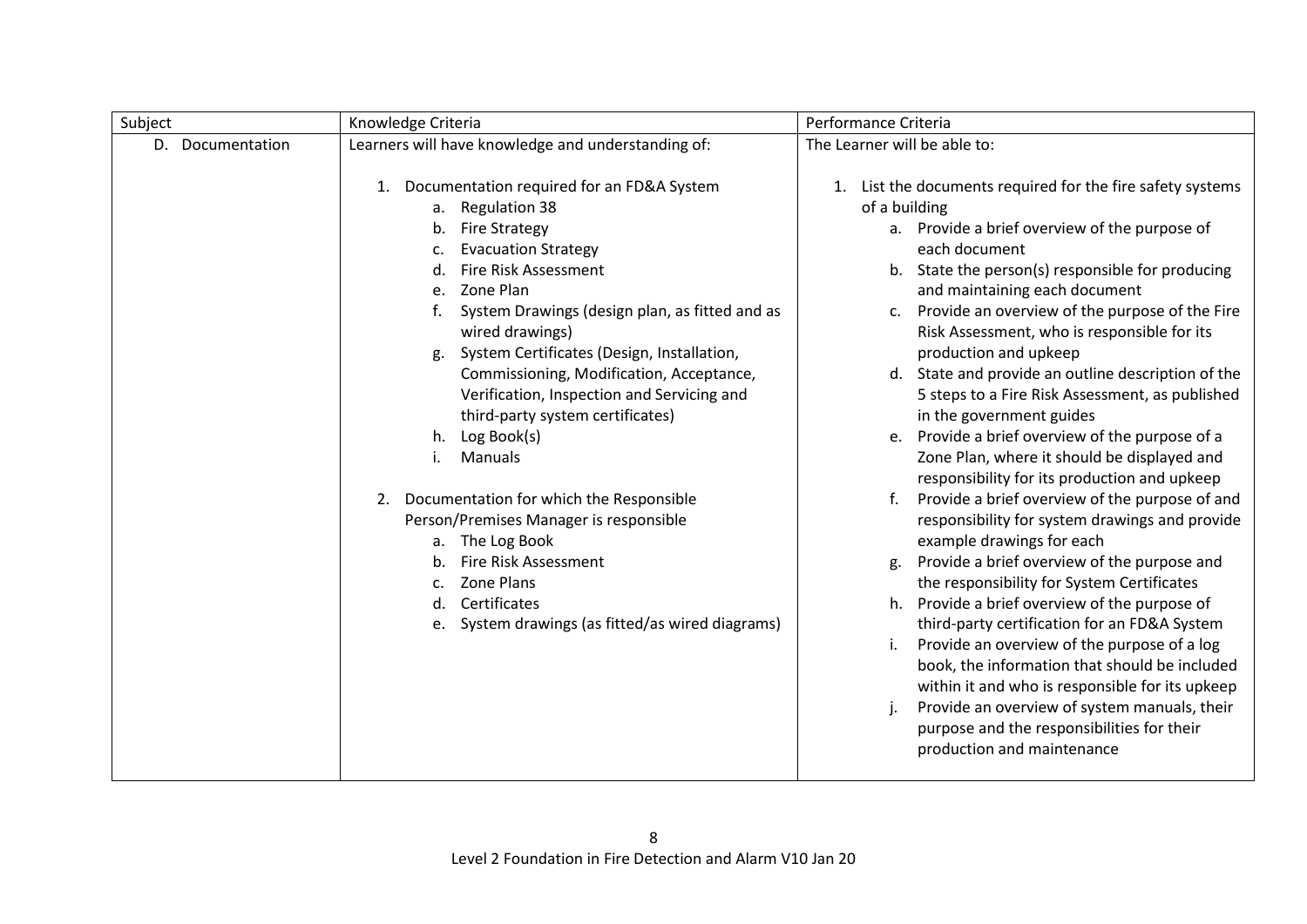| Subject | Knowledge Criteria | Performance Criteria |
| --- | --- | --- |
| D. Documentation | Learners will have knowledge and understanding of:<br><br>1. Documentation required for an FD&A System<br>a. Regulation 38<br>b. Fire Strategy<br>c. Evacuation Strategy<br>d. Fire Risk Assessment<br>e. Zone Plan<br>f. System Drawings (design plan, as fitted and as wired drawings)<br>g. System Certificates (Design, Installation, Commissioning, Modification, Acceptance, Verification, Inspection and Servicing and third-party system certificates)<br>h. Log Book(s)<br>i. Manuals<br><br>2. Documentation for which the Responsible Person/Premises Manager is responsible<br>a. The Log Book<br>b. Fire Risk Assessment<br>c. Zone Plans<br>d. Certificates<br>e. System drawings (as fitted/as wired diagrams) | The Learner will be able to:<br><br>1. List the documents required for the fire safety systems of a building<br>a. Provide a brief overview of the purpose of each document<br>b. State the person(s) responsible for producing and maintaining each document<br>c. Provide an overview of the purpose of the Fire Risk Assessment, who is responsible for its production and upkeep<br>d. State and provide an outline description of the 5 steps to a Fire Risk Assessment, as published in the government guides<br>e. Provide a brief overview of the purpose of a Zone Plan, where it should be displayed and responsibility for its production and upkeep<br>f. Provide a brief overview of the purpose of and responsibility for system drawings and provide example drawings for each<br>g. Provide a brief overview of the purpose and the responsibility for System Certificates<br>h. Provide a brief overview of the purpose of third-party certification for an FD&A System<br>i. Provide an overview of the purpose of a log book, the information that should be included within it and who is responsible for its upkeep<br>j. Provide an overview of system manuals, their purpose and the responsibilities for their production and maintenance |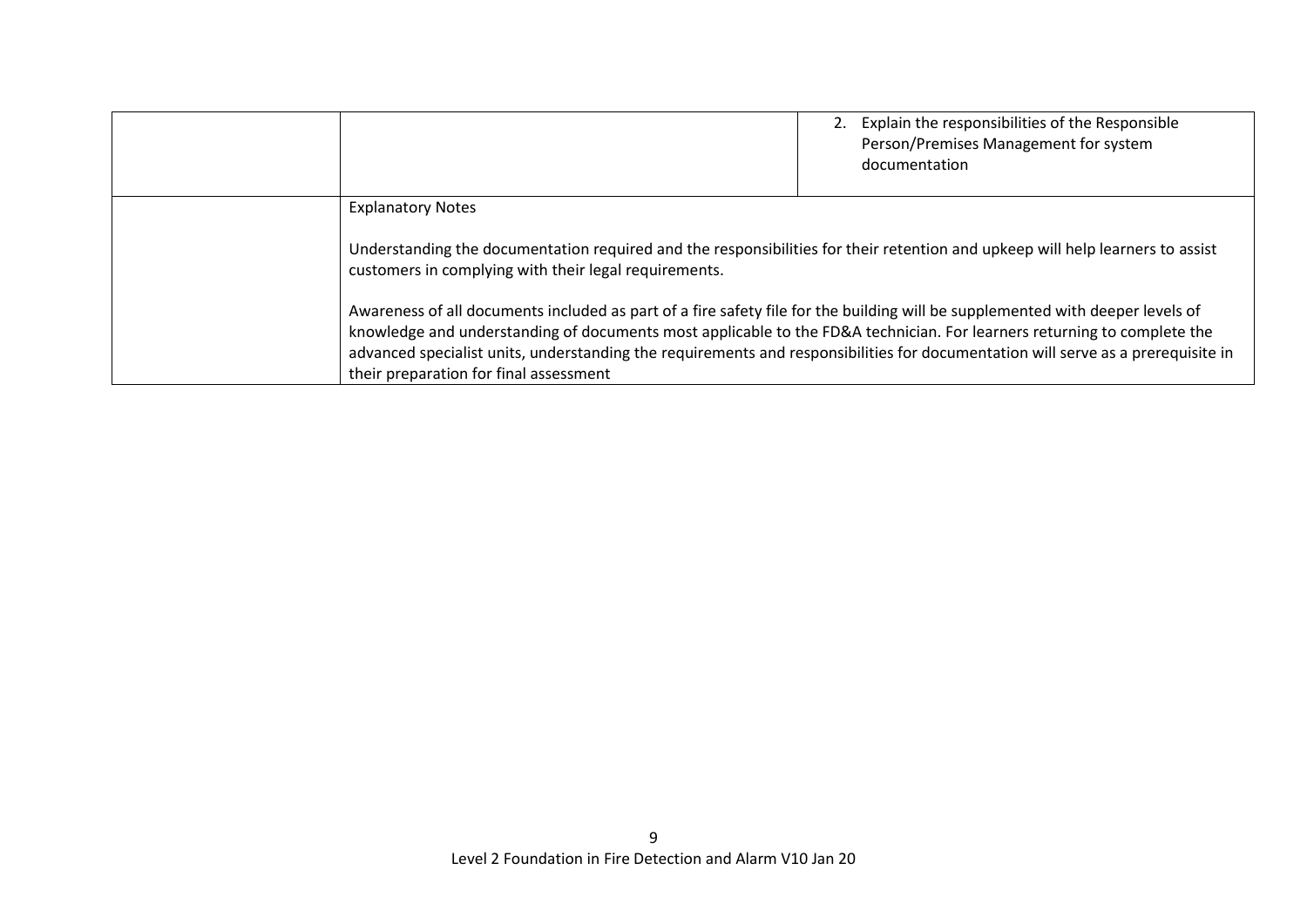| | | |
|---|---|---|
| | | 2. Explain the responsibilities of the Responsible Person/Premises Management for system documentation |
| | Explanatory Notes<br><br>Understanding the documentation required and the responsibilities for their retention and upkeep will help learners to assist customers in complying with their legal requirements.<br><br>Awareness of all documents included as part of a fire safety file for the building will be supplemented with deeper levels of knowledge and understanding of documents most applicable to the FD&A technician. For learners returning to complete the advanced specialist units, understanding the requirements and responsibilities for documentation will serve as a prerequisite in their preparation for final assessment | |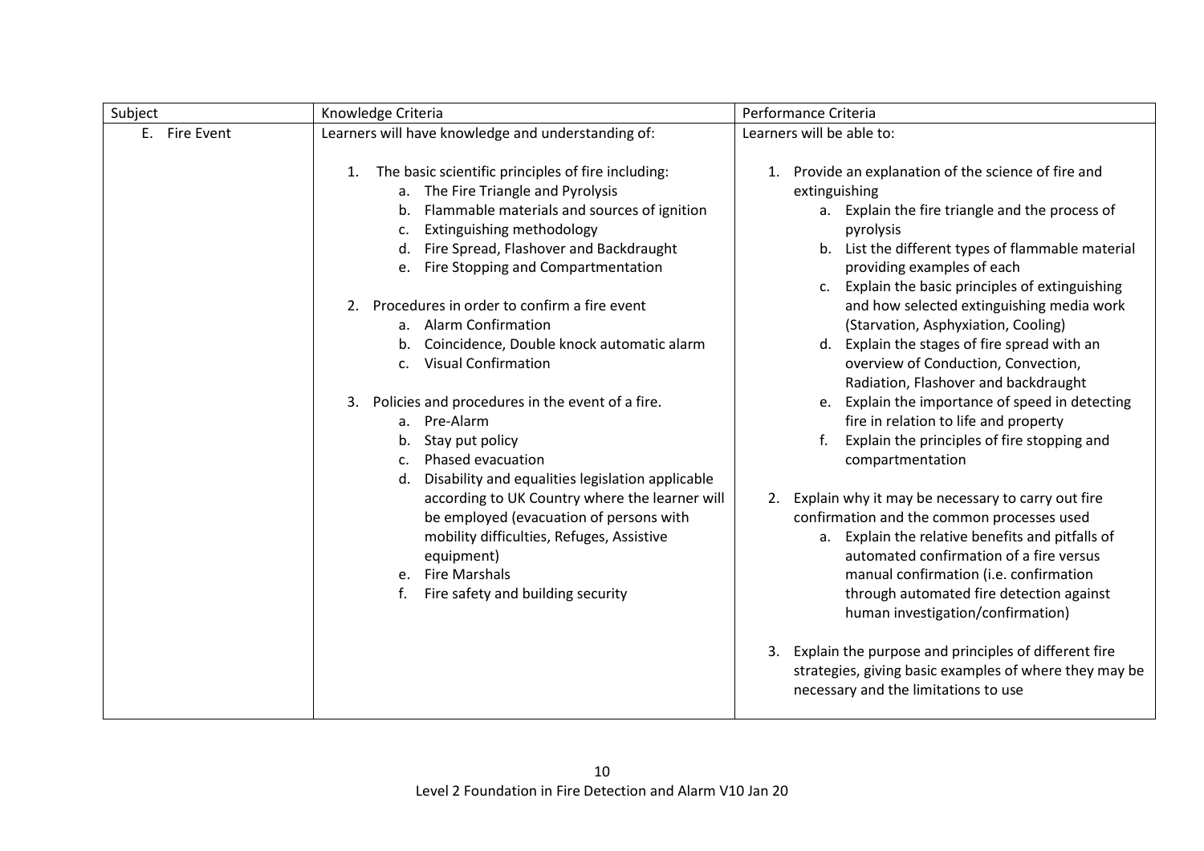| Subject | Knowledge Criteria | Performance Criteria |
| --- | --- | --- |
| E. Fire Event | Learners will have knowledge and understanding of:<br><br>1. The basic scientific principles of fire including:<br>a. The Fire Triangle and Pyrolysis<br>b. Flammable materials and sources of ignition<br>c. Extinguishing methodology<br>d. Fire Spread, Flashover and Backdraught<br>e. Fire Stopping and Compartmentation<br><br>2. Procedures in order to confirm a fire event<br>a. Alarm Confirmation<br>b. Coincidence, Double knock automatic alarm<br>c. Visual Confirmation<br><br>3. Policies and procedures in the event of a fire.<br>a. Pre-Alarm<br>b. Stay put policy<br>c. Phased evacuation<br>d. Disability and equalities legislation applicable according to UK Country where the learner will be employed (evacuation of persons with mobility difficulties, Refuges, Assistive equipment)<br>e. Fire Marshals<br>f. Fire safety and building security | Learners will be able to:<br><br>1. Provide an explanation of the science of fire and extinguishing<br>a. Explain the fire triangle and the process of pyrolysis<br>b. List the different types of flammable material providing examples of each<br>c. Explain the basic principles of extinguishing and how selected extinguishing media work (Starvation, Asphyxiation, Cooling)<br>d. Explain the stages of fire spread with an overview of Conduction, Convection, Radiation, Flashover and backdraught<br>e. Explain the importance of speed in detecting fire in relation to life and property<br>f. Explain the principles of fire stopping and compartmentation<br><br>2. Explain why it may be necessary to carry out fire confirmation and the common processes used<br>a. Explain the relative benefits and pitfalls of automated confirmation of a fire versus manual confirmation (i.e. confirmation through automated fire detection against human investigation/confirmation)<br><br>3. Explain the purpose and principles of different fire strategies, giving basic examples of where they may be necessary and the limitations to use |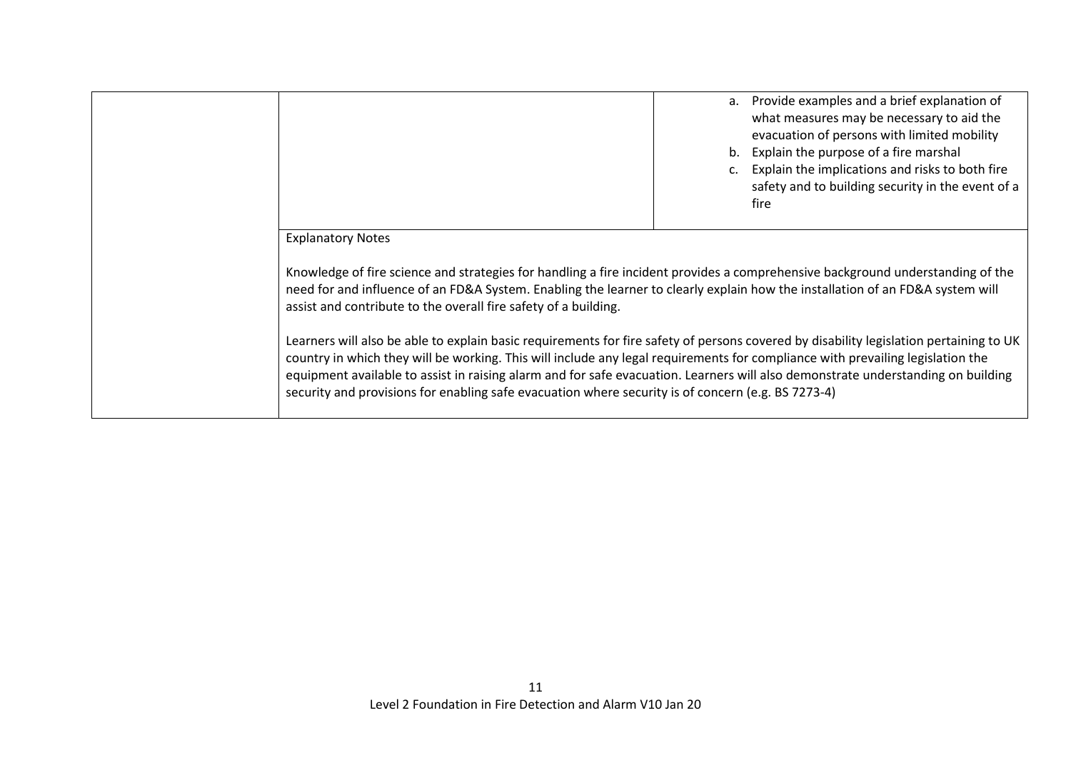| | | |
|---|---|---|
| | | a. Provide examples and a brief explanation of what measures may be necessary to aid the evacuation of persons with limited mobility<br>b. Explain the purpose of a fire marshal<br>c. Explain the implications and risks to both fire safety and to building security in the event of a fire |
| | Explanatory Notes<br><br>Knowledge of fire science and strategies for handling a fire incident provides a comprehensive background understanding of the need for and influence of an FD&A System. Enabling the learner to clearly explain how the installation of an FD&A system will assist and contribute to the overall fire safety of a building.<br><br>Learners will also be able to explain basic requirements for fire safety of persons covered by disability legislation pertaining to UK country in which they will be working. This will include any legal requirements for compliance with prevailing legislation the equipment available to assist in raising alarm and for safe evacuation. Learners will also demonstrate understanding on building security and provisions for enabling safe evacuation where security is of concern (e.g. BS 7273-4) | |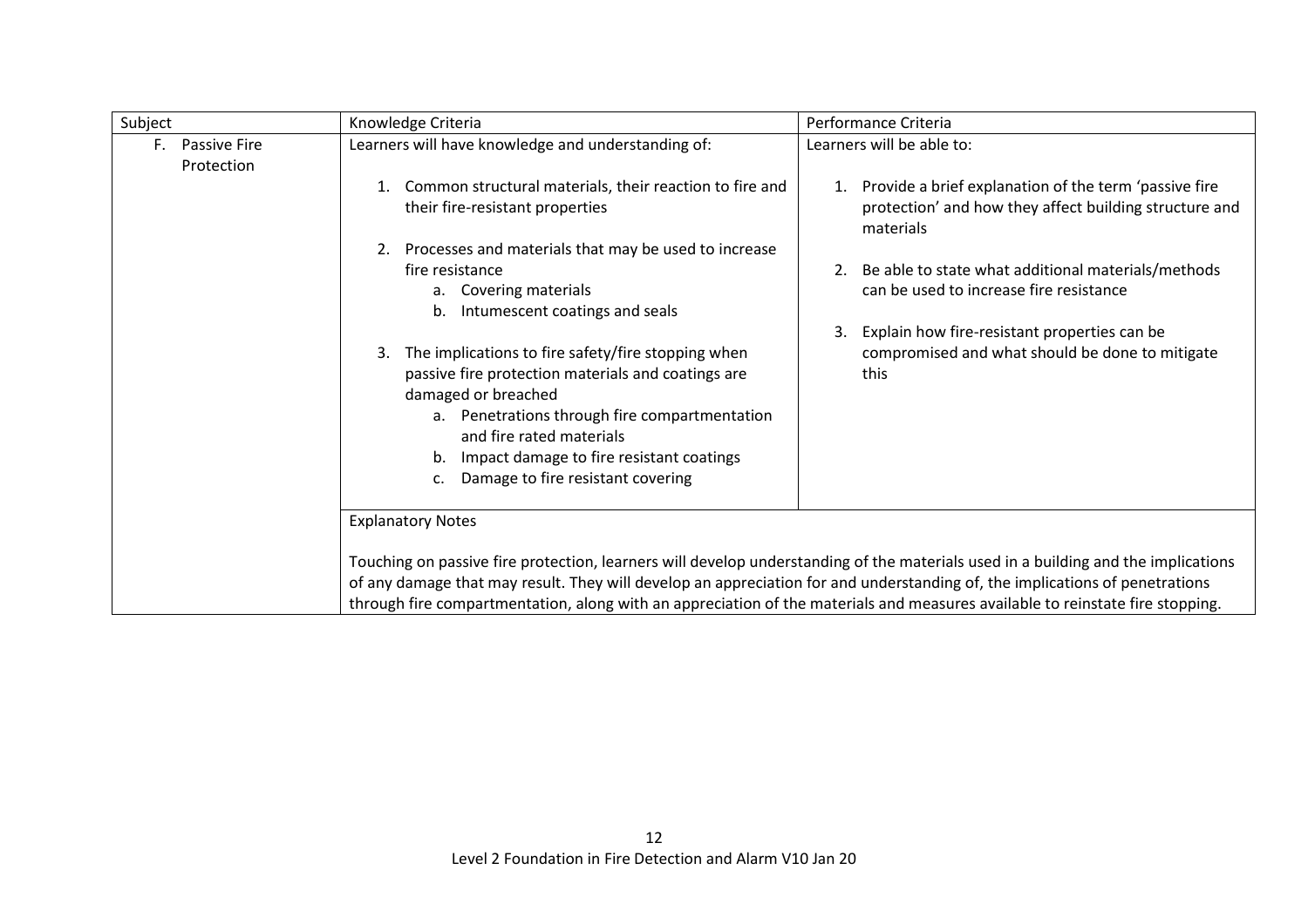| Subject | Knowledge Criteria | Performance Criteria |
|---|---|---|
| F. Passive Fire Protection | Learners will have knowledge and understanding of:<br><br>1. Common structural materials, their reaction to fire and their fire-resistant properties<br><br>2. Processes and materials that may be used to increase fire resistance<br>   a. Covering materials<br>   b. Intumescent coatings and seals<br><br>3. The implications to fire safety/fire stopping when passive fire protection materials and coatings are damaged or breached<br>   a. Penetrations through fire compartmentation and fire rated materials<br>   b. Impact damage to fire resistant coatings<br>   c. Damage to fire resistant covering | Learners will be able to:<br><br>1. Provide a brief explanation of the term 'passive fire protection' and how they affect building structure and materials<br><br>2. Be able to state what additional materials/methods can be used to increase fire resistance<br><br>3. Explain how fire-resistant properties can be compromised and what should be done to mitigate this |
| | Explanatory Notes<br><br>Touching on passive fire protection, learners will develop understanding of the materials used in a building and the implications of any damage that may result. They will develop an appreciation for and understanding of, the implications of penetrations through fire compartmentation, along with an appreciation of the materials and measures available to reinstate fire stopping. | |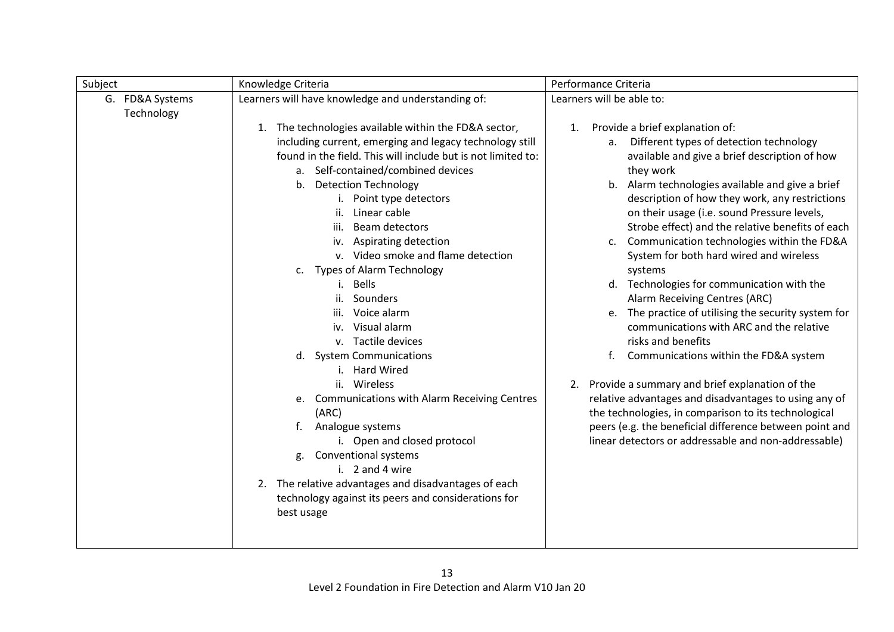| Subject | Knowledge Criteria | Performance Criteria |
| --- | --- | --- |
| G. FD&A Systems Technology | Learners will have knowledge and understanding of:<br><br>1. The technologies available within the FD&A sector, including current, emerging and legacy technology still found in the field. This will include but is not limited to:<br>&nbsp;&nbsp;&nbsp;a. Self-contained/combined devices<br>&nbsp;&nbsp;&nbsp;b. Detection Technology<br>&nbsp;&nbsp;&nbsp;&nbsp;&nbsp;&nbsp;i. Point type detectors<br>&nbsp;&nbsp;&nbsp;&nbsp;&nbsp;&nbsp;ii. Linear cable<br>&nbsp;&nbsp;&nbsp;&nbsp;&nbsp;&nbsp;iii. Beam detectors<br>&nbsp;&nbsp;&nbsp;&nbsp;&nbsp;&nbsp;iv. Aspirating detection<br>&nbsp;&nbsp;&nbsp;&nbsp;&nbsp;&nbsp;v. Video smoke and flame detection<br>&nbsp;&nbsp;&nbsp;c. Types of Alarm Technology<br>&nbsp;&nbsp;&nbsp;&nbsp;&nbsp;&nbsp;i. Bells<br>&nbsp;&nbsp;&nbsp;&nbsp;&nbsp;&nbsp;ii. Sounders<br>&nbsp;&nbsp;&nbsp;&nbsp;&nbsp;&nbsp;iii. Voice alarm<br>&nbsp;&nbsp;&nbsp;&nbsp;&nbsp;&nbsp;iv. Visual alarm<br>&nbsp;&nbsp;&nbsp;&nbsp;&nbsp;&nbsp;v. Tactile devices<br>&nbsp;&nbsp;&nbsp;d. System Communications<br>&nbsp;&nbsp;&nbsp;&nbsp;&nbsp;&nbsp;i. Hard Wired<br>&nbsp;&nbsp;&nbsp;&nbsp;&nbsp;&nbsp;ii. Wireless<br>&nbsp;&nbsp;&nbsp;e. Communications with Alarm Receiving Centres (ARC)<br>&nbsp;&nbsp;&nbsp;f. Analogue systems<br>&nbsp;&nbsp;&nbsp;&nbsp;&nbsp;&nbsp;i. Open and closed protocol<br>&nbsp;&nbsp;&nbsp;g. Conventional systems<br>&nbsp;&nbsp;&nbsp;&nbsp;&nbsp;&nbsp;i. 2 and 4 wire<br>2. The relative advantages and disadvantages of each technology against its peers and considerations for best usage | Learners will be able to:<br><br>1. Provide a brief explanation of:<br>&nbsp;&nbsp;&nbsp;a. Different types of detection technology available and give a brief description of how they work<br>&nbsp;&nbsp;&nbsp;b. Alarm technologies available and give a brief description of how they work, any restrictions on their usage (i.e. sound Pressure levels, Strobe effect) and the relative benefits of each<br>&nbsp;&nbsp;&nbsp;c. Communication technologies within the FD&A System for both hard wired and wireless systems<br>&nbsp;&nbsp;&nbsp;d. Technologies for communication with the Alarm Receiving Centres (ARC)<br>&nbsp;&nbsp;&nbsp;e. The practice of utilising the security system for communications with ARC and the relative risks and benefits<br>&nbsp;&nbsp;&nbsp;f. Communications within the FD&A system<br><br>2. Provide a summary and brief explanation of the relative advantages and disadvantages to using any of the technologies, in comparison to its technological peers (e.g. the beneficial difference between point and linear detectors or addressable and non-addressable) |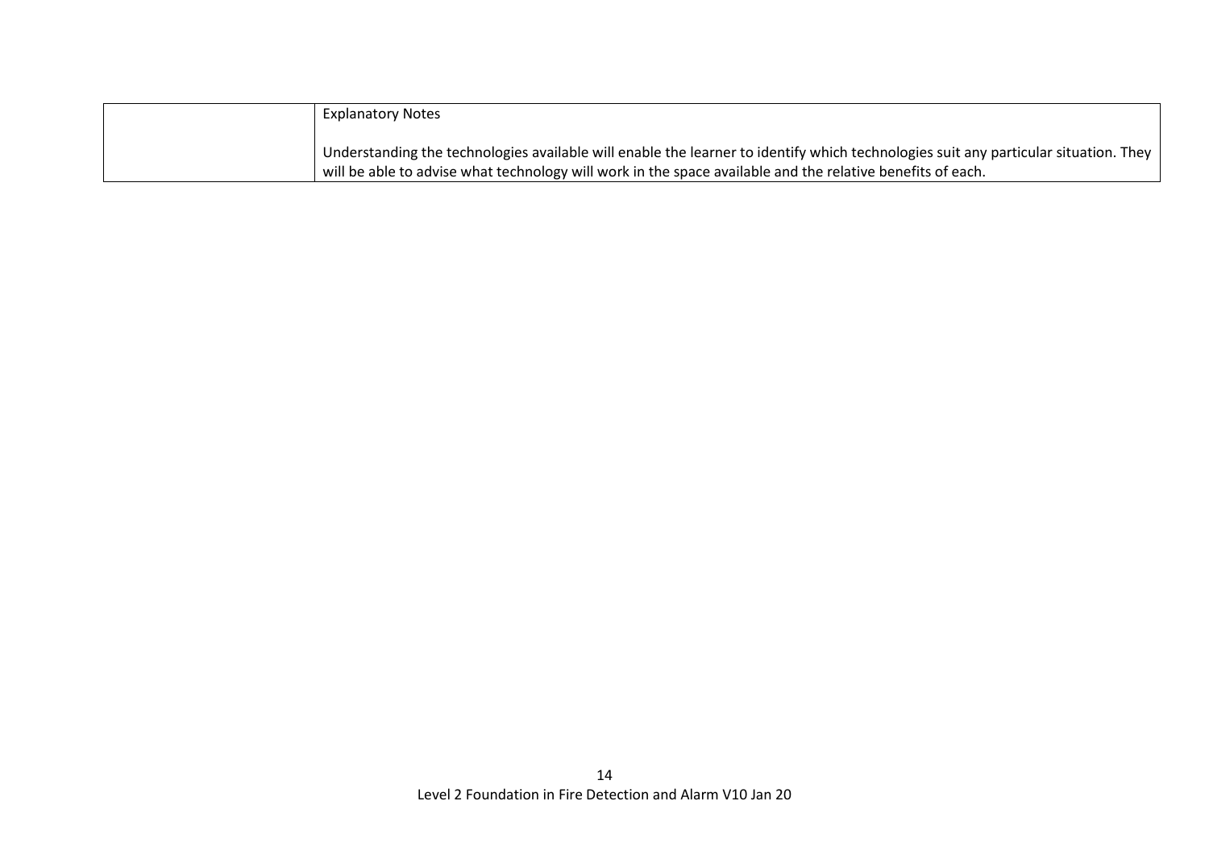|  | Explanatory Notes<br><br>Understanding the technologies available will enable the learner to identify which technologies suit any particular situation. They will be able to advise what technology will work in the space available and the relative benefits of each. |
|---|---|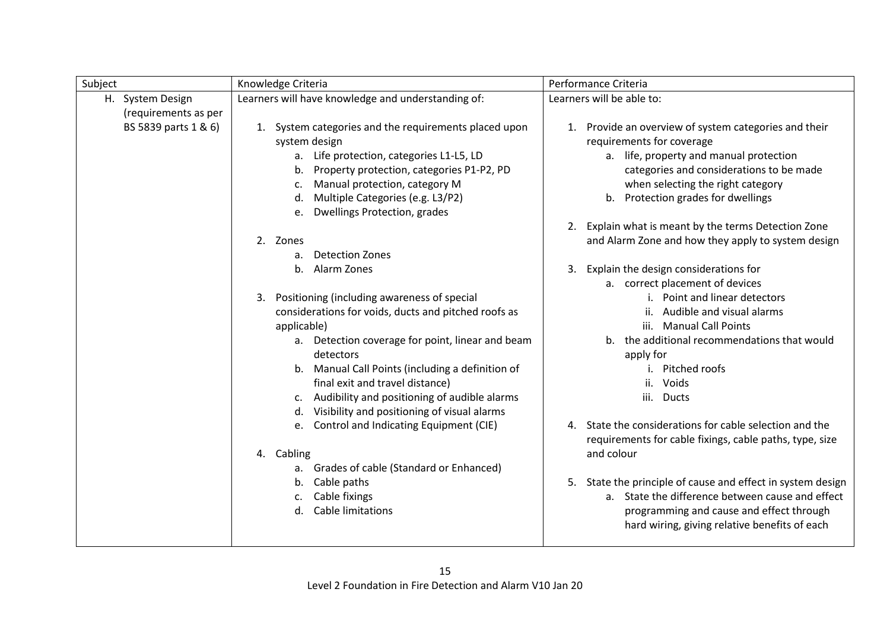| Subject | Knowledge Criteria | Performance Criteria |
| --- | --- | --- |
| H. System Design (requirements as per BS 5839 parts 1 & 6) | Learners will have knowledge and understanding of:<br><br>1. System categories and the requirements placed upon system design<br>a. Life protection, categories L1-L5, LD<br>b. Property protection, categories P1-P2, PD<br>c. Manual protection, category M<br>d. Multiple Categories (e.g. L3/P2)<br>e. Dwellings Protection, grades<br><br>2. Zones<br>a. Detection Zones<br>b. Alarm Zones<br><br>3. Positioning (including awareness of special considerations for voids, ducts and pitched roofs as applicable)<br>a. Detection coverage for point, linear and beam detectors<br>b. Manual Call Points (including a definition of final exit and travel distance)<br>c. Audibility and positioning of audible alarms<br>d. Visibility and positioning of visual alarms<br>e. Control and Indicating Equipment (CIE)<br><br>4. Cabling<br>a. Grades of cable (Standard or Enhanced)<br>b. Cable paths<br>c. Cable fixings<br>d. Cable limitations | Learners will be able to:<br><br>1. Provide an overview of system categories and their requirements for coverage<br>a. life, property and manual protection categories and considerations to be made when selecting the right category<br>b. Protection grades for dwellings<br><br>2. Explain what is meant by the terms Detection Zone and Alarm Zone and how they apply to system design<br><br>3. Explain the design considerations for<br>a. correct placement of devices<br>i. Point and linear detectors<br>ii. Audible and visual alarms<br>iii. Manual Call Points<br>b. the additional recommendations that would apply for<br>i. Pitched roofs<br>ii. Voids<br>iii. Ducts<br><br>4. State the considerations for cable selection and the requirements for cable fixings, cable paths, type, size and colour<br><br>5. State the principle of cause and effect in system design<br>a. State the difference between cause and effect programming and cause and effect through hard wiring, giving relative benefits of each |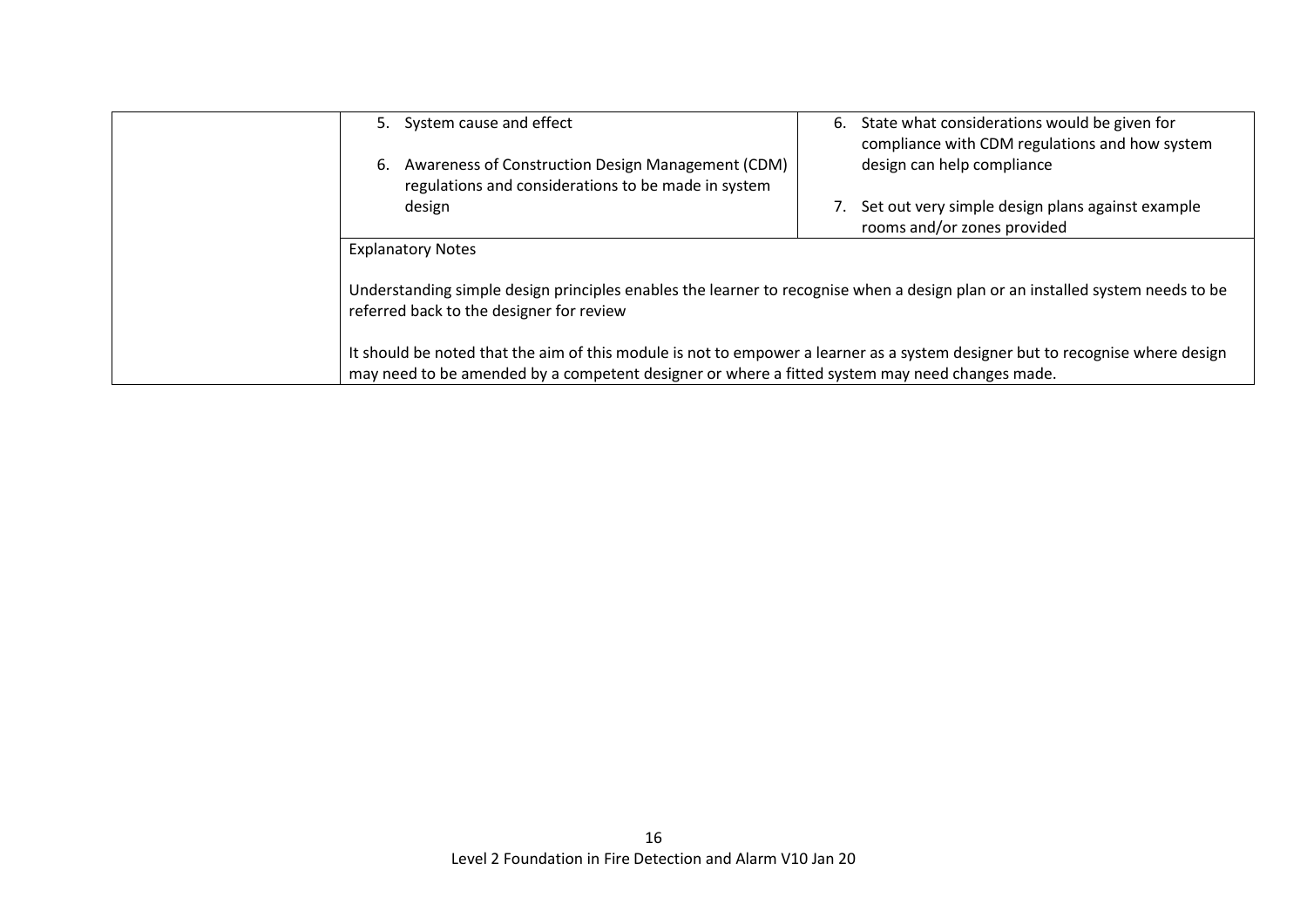| | | |
|---|---|---|
| | 5. System cause and effect<br><br>6. Awareness of Construction Design Management (CDM) regulations and considerations to be made in system design | 6. State what considerations would be given for compliance with CDM regulations and how system design can help compliance<br><br>7. Set out very simple design plans against example rooms and/or zones provided |
| | Explanatory Notes<br><br>Understanding simple design principles enables the learner to recognise when a design plan or an installed system needs to be referred back to the designer for review<br><br>It should be noted that the aim of this module is not to empower a learner as a system designer but to recognise where design may need to be amended by a competent designer or where a fitted system may need changes made. | |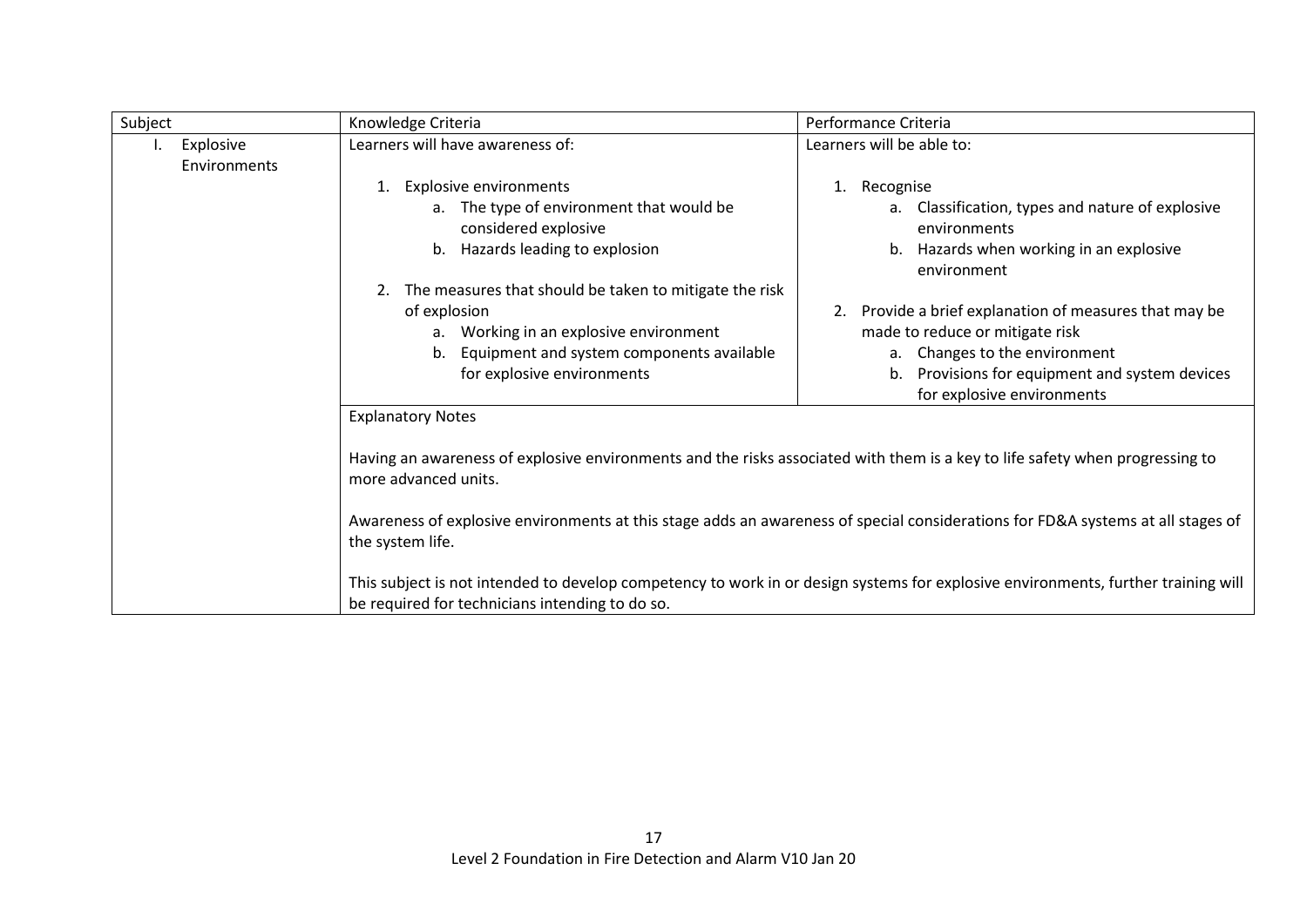| Subject | Knowledge Criteria | Performance Criteria |
| --- | --- | --- |
| I. Explosive Environments | Learners will have awareness of:<br><br>1. Explosive environments<br>&nbsp;&nbsp;&nbsp;&nbsp;a. The type of environment that would be considered explosive<br>&nbsp;&nbsp;&nbsp;&nbsp;b. Hazards leading to explosion<br><br>2. The measures that should be taken to mitigate the risk of explosion<br>&nbsp;&nbsp;&nbsp;&nbsp;a. Working in an explosive environment<br>&nbsp;&nbsp;&nbsp;&nbsp;b. Equipment and system components available for explosive environments | Learners will be able to:<br><br>1. Recognise<br>&nbsp;&nbsp;&nbsp;&nbsp;a. Classification, types and nature of explosive environments<br>&nbsp;&nbsp;&nbsp;&nbsp;b. Hazards when working in an explosive environment<br><br>2. Provide a brief explanation of measures that may be made to reduce or mitigate risk<br>&nbsp;&nbsp;&nbsp;&nbsp;a. Changes to the environment<br>&nbsp;&nbsp;&nbsp;&nbsp;b. Provisions for equipment and system devices for explosive environments |
| | Explanatory Notes<br><br>Having an awareness of explosive environments and the risks associated with them is a key to life safety when progressing to more advanced units.<br><br>Awareness of explosive environments at this stage adds an awareness of special considerations for FD&A systems at all stages of the system life.<br><br>This subject is not intended to develop competency to work in or design systems for explosive environments, further training will be required for technicians intending to do so. | |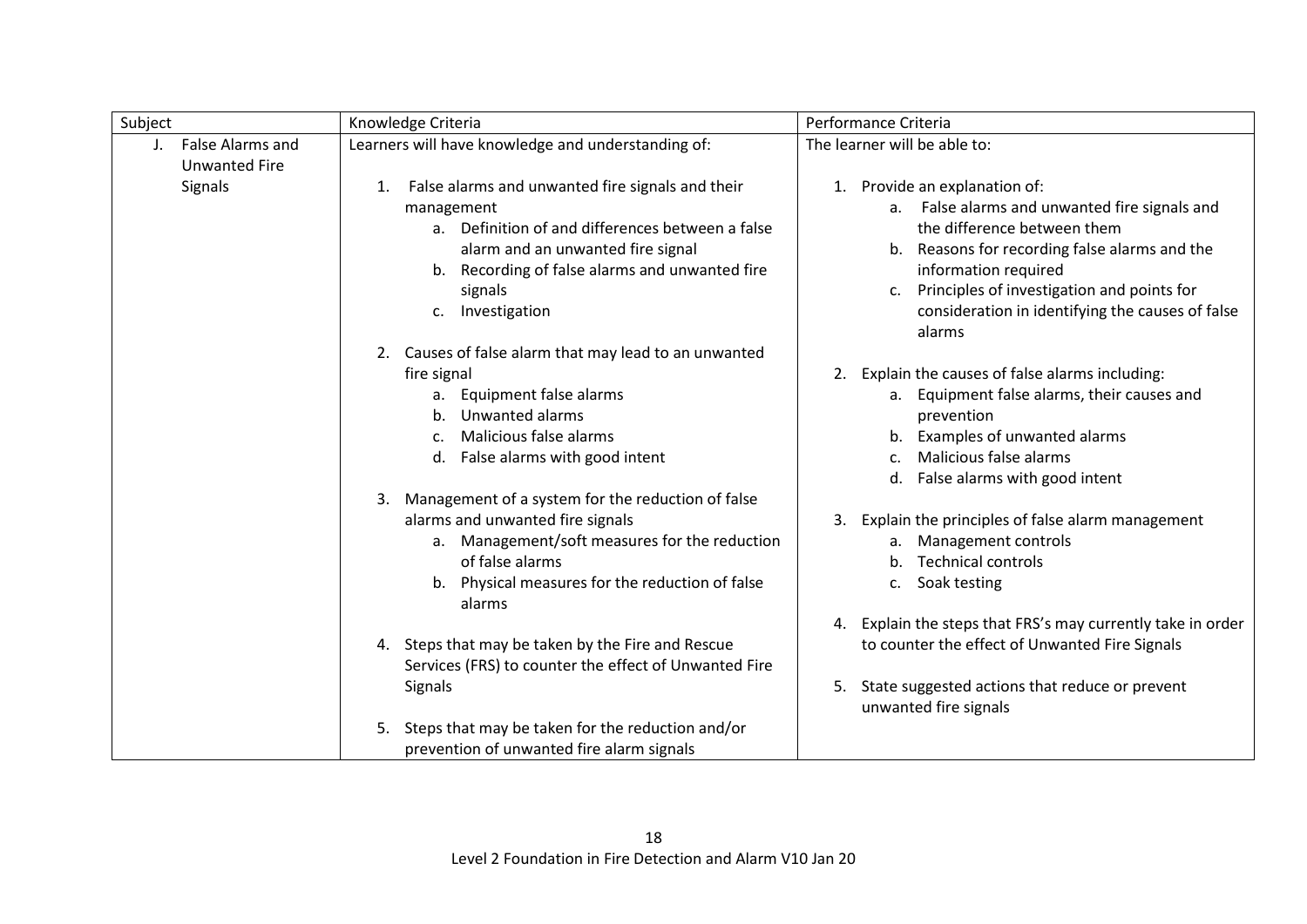| Subject | Knowledge Criteria | Performance Criteria |
|---|---|---|
| J. False Alarms and Unwanted Fire Signals | Learners will have knowledge and understanding of:<br><br>1. False alarms and unwanted fire signals and their management<br>a. Definition of and differences between a false alarm and an unwanted fire signal<br>b. Recording of false alarms and unwanted fire signals<br>c. Investigation<br><br>2. Causes of false alarm that may lead to an unwanted fire signal<br>a. Equipment false alarms<br>b. Unwanted alarms<br>c. Malicious false alarms<br>d. False alarms with good intent<br><br>3. Management of a system for the reduction of false alarms and unwanted fire signals<br>a. Management/soft measures for the reduction of false alarms<br>b. Physical measures for the reduction of false alarms<br><br>4. Steps that may be taken by the Fire and Rescue Services (FRS) to counter the effect of Unwanted Fire Signals<br><br>5. Steps that may be taken for the reduction and/or prevention of unwanted fire alarm signals | The learner will be able to:<br><br>1. Provide an explanation of:<br>a. False alarms and unwanted fire signals and the difference between them<br>b. Reasons for recording false alarms and the information required<br>c. Principles of investigation and points for consideration in identifying the causes of false alarms<br><br>2. Explain the causes of false alarms including:<br>a. Equipment false alarms, their causes and prevention<br>b. Examples of unwanted alarms<br>c. Malicious false alarms<br>d. False alarms with good intent<br><br>3. Explain the principles of false alarm management<br>a. Management controls<br>b. Technical controls<br>c. Soak testing<br><br>4. Explain the steps that FRS's may currently take in order to counter the effect of Unwanted Fire Signals<br><br>5. State suggested actions that reduce or prevent unwanted fire signals |

Level 2 Foundation in Fire Detection and Alarm V10 Jan 20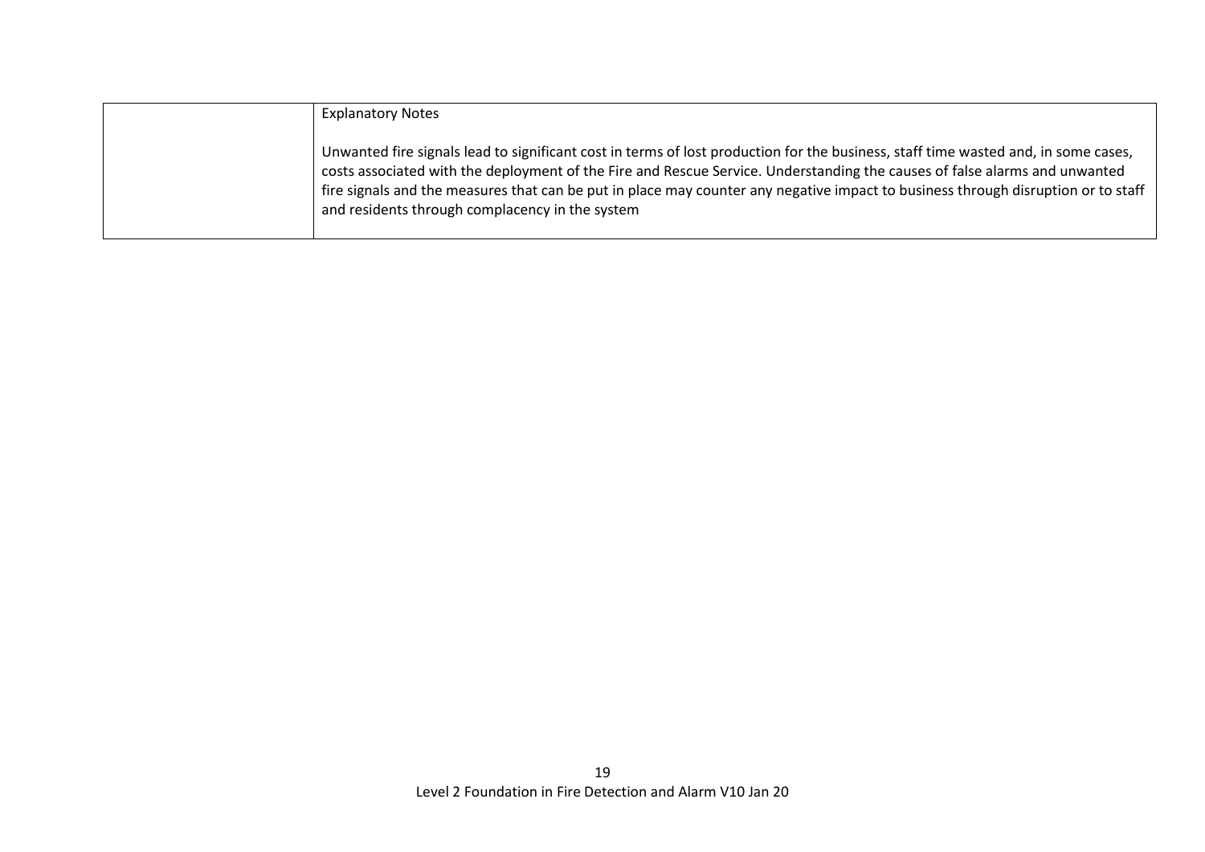| | |
|---|---|
| | Explanatory Notes<br><br>Unwanted fire signals lead to significant cost in terms of lost production for the business, staff time wasted and, in some cases, costs associated with the deployment of the Fire and Rescue Service. Understanding the causes of false alarms and unwanted fire signals and the measures that can be put in place may counter any negative impact to business through disruption or to staff and residents through complacency in the system |